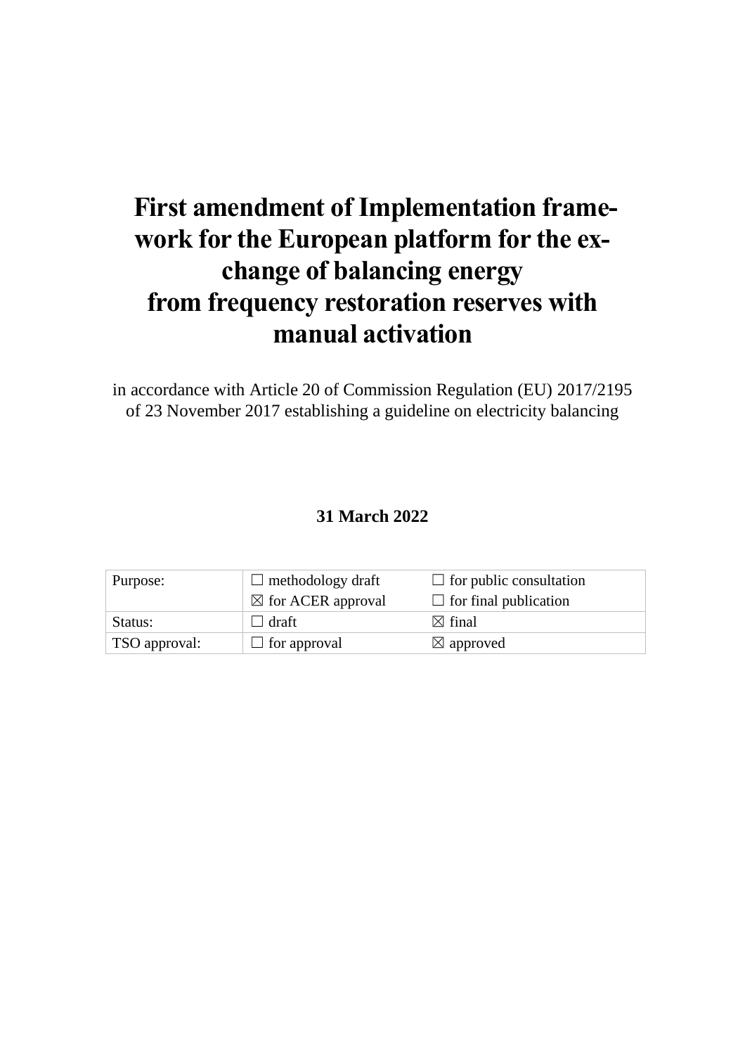# First amendment of Implementation framework for the European platform for the exchange of balancing energy from frequency restoration reserves with manual activation

in accordance with Article 20 of Commission Regulation (EU) 2017/2195 of 23 November 2017 establishing a guideline on electricity balancing

**31 March 2022**

| Purpose: | ☐ methodology draft | ☐ for public consultation |
| --- | --- | --- |
| | ☒ for ACER approval | ☐ for final publication |
| Status: | ☐ draft | ☒ final |
| TSO approval: | ☐ for approval | ☒ approved |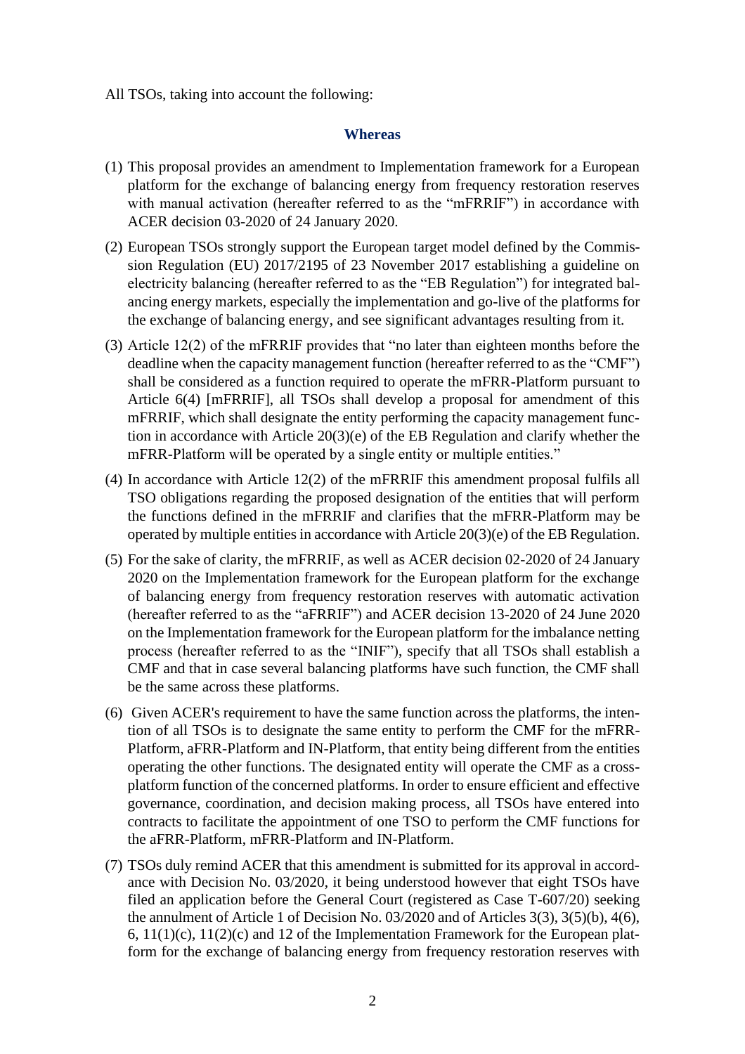All TSOs, taking into account the following:

## Whereas

(1) This proposal provides an amendment to Implementation framework for a European platform for the exchange of balancing energy from frequency restoration reserves with manual activation (hereafter referred to as the "mFRRIF") in accordance with ACER decision 03-2020 of 24 January 2020.

(2) European TSOs strongly support the European target model defined by the Commission Regulation (EU) 2017/2195 of 23 November 2017 establishing a guideline on electricity balancing (hereafter referred to as the "EB Regulation") for integrated balancing energy markets, especially the implementation and go-live of the platforms for the exchange of balancing energy, and see significant advantages resulting from it.

(3) Article 12(2) of the mFRRIF provides that "no later than eighteen months before the deadline when the capacity management function (hereafter referred to as the "CMF") shall be considered as a function required to operate the mFRR-Platform pursuant to Article 6(4) [mFRRIF], all TSOs shall develop a proposal for amendment of this mFRRIF, which shall designate the entity performing the capacity management function in accordance with Article 20(3)(e) of the EB Regulation and clarify whether the mFRR-Platform will be operated by a single entity or multiple entities."

(4) In accordance with Article 12(2) of the mFRRIF this amendment proposal fulfils all TSO obligations regarding the proposed designation of the entities that will perform the functions defined in the mFRRIF and clarifies that the mFRR-Platform may be operated by multiple entities in accordance with Article 20(3)(e) of the EB Regulation.

(5) For the sake of clarity, the mFRRIF, as well as ACER decision 02-2020 of 24 January 2020 on the Implementation framework for the European platform for the exchange of balancing energy from frequency restoration reserves with automatic activation (hereafter referred to as the "aFRRIF") and ACER decision 13-2020 of 24 June 2020 on the Implementation framework for the European platform for the imbalance netting process (hereafter referred to as the "INIF"), specify that all TSOs shall establish a CMF and that in case several balancing platforms have such function, the CMF shall be the same across these platforms.

(6) Given ACER's requirement to have the same function across the platforms, the intention of all TSOs is to designate the same entity to perform the CMF for the mFRR-Platform, aFRR-Platform and IN-Platform, that entity being different from the entities operating the other functions. The designated entity will operate the CMF as a cross-platform function of the concerned platforms. In order to ensure efficient and effective governance, coordination, and decision making process, all TSOs have entered into contracts to facilitate the appointment of one TSO to perform the CMF functions for the aFRR-Platform, mFRR-Platform and IN-Platform.

(7) TSOs duly remind ACER that this amendment is submitted for its approval in accordance with Decision No. 03/2020, it being understood however that eight TSOs have filed an application before the General Court (registered as Case T-607/20) seeking the annulment of Article 1 of Decision No. 03/2020 and of Articles 3(3), 3(5)(b), 4(6), 6, 11(1)(c), 11(2)(c) and 12 of the Implementation Framework for the European platform for the exchange of balancing energy from frequency restoration reserves with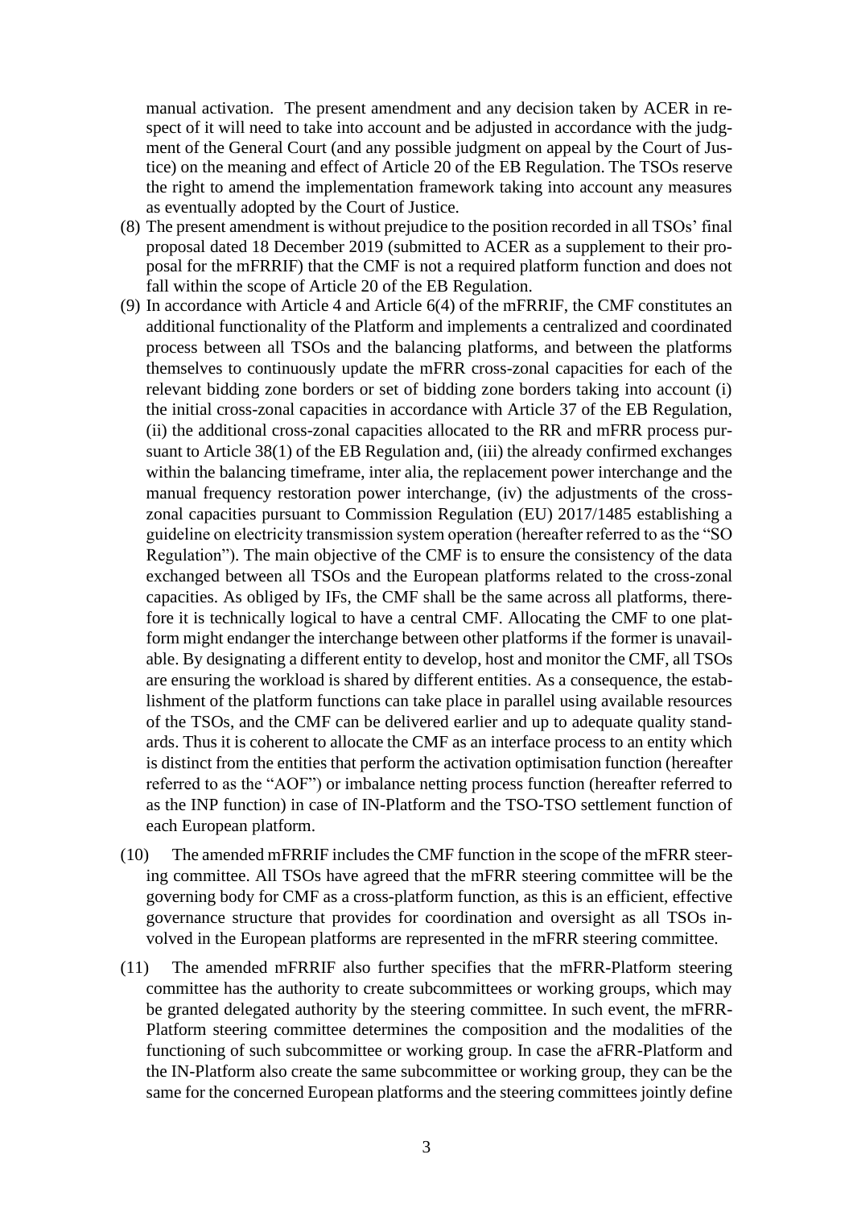manual activation. The present amendment and any decision taken by ACER in respect of it will need to take into account and be adjusted in accordance with the judgment of the General Court (and any possible judgment on appeal by the Court of Justice) on the meaning and effect of Article 20 of the EB Regulation. The TSOs reserve the right to amend the implementation framework taking into account any measures as eventually adopted by the Court of Justice.

(8) The present amendment is without prejudice to the position recorded in all TSOs' final proposal dated 18 December 2019 (submitted to ACER as a supplement to their proposal for the mFRRIF) that the CMF is not a required platform function and does not fall within the scope of Article 20 of the EB Regulation.

(9) In accordance with Article 4 and Article 6(4) of the mFRRIF, the CMF constitutes an additional functionality of the Platform and implements a centralized and coordinated process between all TSOs and the balancing platforms, and between the platforms themselves to continuously update the mFRR cross-zonal capacities for each of the relevant bidding zone borders or set of bidding zone borders taking into account (i) the initial cross-zonal capacities in accordance with Article 37 of the EB Regulation, (ii) the additional cross-zonal capacities allocated to the RR and mFRR process pursuant to Article 38(1) of the EB Regulation and, (iii) the already confirmed exchanges within the balancing timeframe, inter alia, the replacement power interchange and the manual frequency restoration power interchange, (iv) the adjustments of the cross-zonal capacities pursuant to Commission Regulation (EU) 2017/1485 establishing a guideline on electricity transmission system operation (hereafter referred to as the "SO Regulation"). The main objective of the CMF is to ensure the consistency of the data exchanged between all TSOs and the European platforms related to the cross-zonal capacities. As obliged by IFs, the CMF shall be the same across all platforms, therefore it is technically logical to have a central CMF. Allocating the CMF to one platform might endanger the interchange between other platforms if the former is unavailable. By designating a different entity to develop, host and monitor the CMF, all TSOs are ensuring the workload is shared by different entities. As a consequence, the establishment of the platform functions can take place in parallel using available resources of the TSOs, and the CMF can be delivered earlier and up to adequate quality standards. Thus it is coherent to allocate the CMF as an interface process to an entity which is distinct from the entities that perform the activation optimisation function (hereafter referred to as the "AOF") or imbalance netting process function (hereafter referred to as the INP function) in case of IN-Platform and the TSO-TSO settlement function of each European platform.

(10) The amended mFRRIF includes the CMF function in the scope of the mFRR steering committee. All TSOs have agreed that the mFRR steering committee will be the governing body for CMF as a cross-platform function, as this is an efficient, effective governance structure that provides for coordination and oversight as all TSOs involved in the European platforms are represented in the mFRR steering committee.

(11) The amended mFRRIF also further specifies that the mFRR-Platform steering committee has the authority to create subcommittees or working groups, which may be granted delegated authority by the steering committee. In such event, the mFRR-Platform steering committee determines the composition and the modalities of the functioning of such subcommittee or working group. In case the aFRR-Platform and the IN-Platform also create the same subcommittee or working group, they can be the same for the concerned European platforms and the steering committees jointly define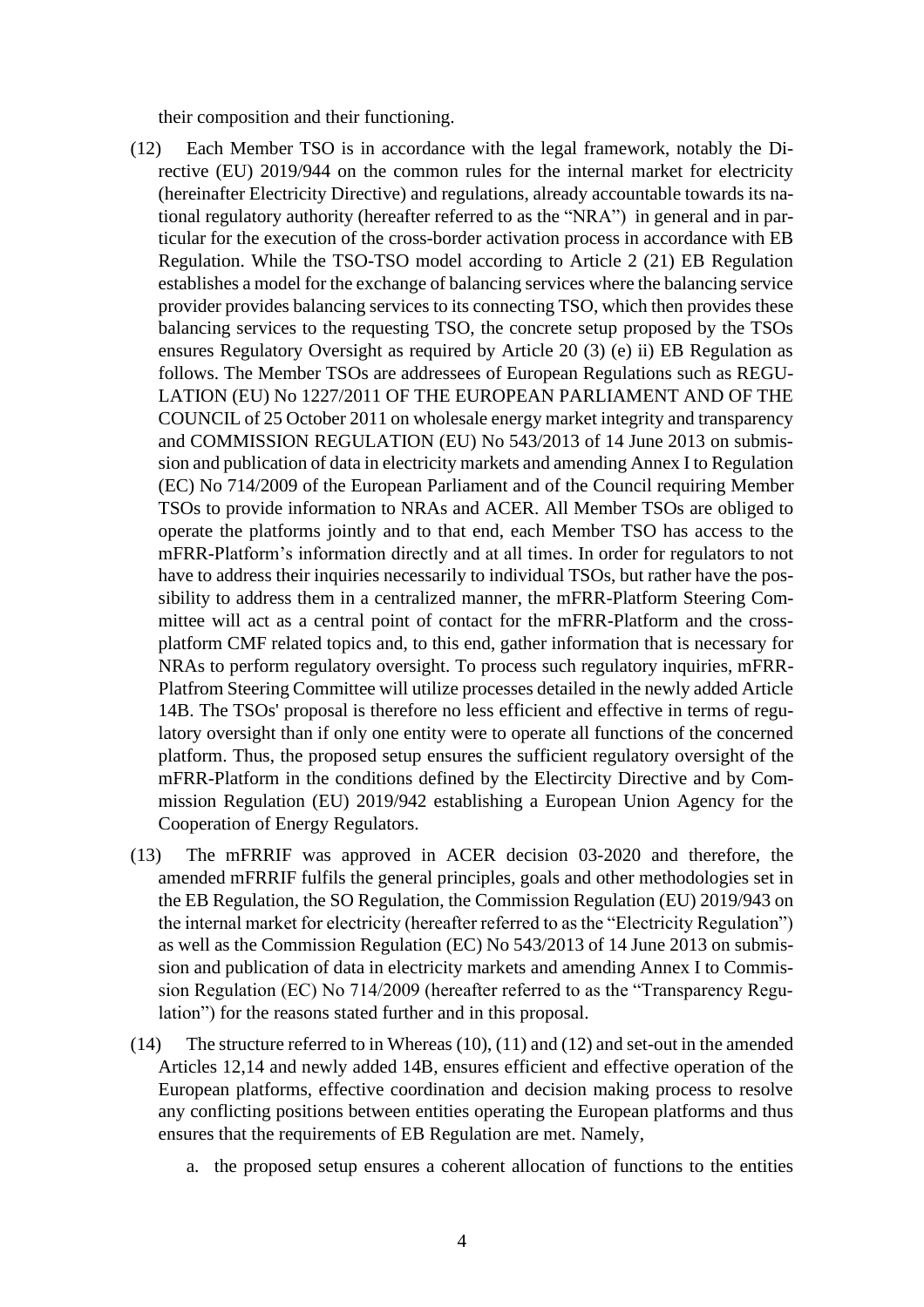their composition and their functioning.

(12) Each Member TSO is in accordance with the legal framework, notably the Directive (EU) 2019/944 on the common rules for the internal market for electricity (hereinafter Electricity Directive) and regulations, already accountable towards its national regulatory authority (hereafter referred to as the "NRA") in general and in particular for the execution of the cross-border activation process in accordance with EB Regulation. While the TSO-TSO model according to Article 2 (21) EB Regulation establishes a model for the exchange of balancing services where the balancing service provider provides balancing services to its connecting TSO, which then provides these balancing services to the requesting TSO, the concrete setup proposed by the TSOs ensures Regulatory Oversight as required by Article 20 (3) (e) ii) EB Regulation as follows. The Member TSOs are addressees of European Regulations such as REGULATION (EU) No 1227/2011 OF THE EUROPEAN PARLIAMENT AND OF THE COUNCIL of 25 October 2011 on wholesale energy market integrity and transparency and COMMISSION REGULATION (EU) No 543/2013 of 14 June 2013 on submission and publication of data in electricity markets and amending Annex I to Regulation (EC) No 714/2009 of the European Parliament and of the Council requiring Member TSOs to provide information to NRAs and ACER. All Member TSOs are obliged to operate the platforms jointly and to that end, each Member TSO has access to the mFRR-Platform's information directly and at all times. In order for regulators to not have to address their inquiries necessarily to individual TSOs, but rather have the possibility to address them in a centralized manner, the mFRR-Platform Steering Committee will act as a central point of contact for the mFRR-Platform and the cross-platform CMF related topics and, to this end, gather information that is necessary for NRAs to perform regulatory oversight. To process such regulatory inquiries, mFRR-Platfrom Steering Committee will utilize processes detailed in the newly added Article 14B. The TSOs' proposal is therefore no less efficient and effective in terms of regulatory oversight than if only one entity were to operate all functions of the concerned platform. Thus, the proposed setup ensures the sufficient regulatory oversight of the mFRR-Platform in the conditions defined by the Electircity Directive and by Commission Regulation (EU) 2019/942 establishing a European Union Agency for the Cooperation of Energy Regulators.

(13) The mFRRIF was approved in ACER decision 03-2020 and therefore, the amended mFRRIF fulfils the general principles, goals and other methodologies set in the EB Regulation, the SO Regulation, the Commission Regulation (EU) 2019/943 on the internal market for electricity (hereafter referred to as the "Electricity Regulation") as well as the Commission Regulation (EC) No 543/2013 of 14 June 2013 on submission and publication of data in electricity markets and amending Annex I to Commission Regulation (EC) No 714/2009 (hereafter referred to as the "Transparency Regulation") for the reasons stated further and in this proposal.

(14) The structure referred to in Whereas (10), (11) and (12) and set-out in the amended Articles 12,14 and newly added 14B, ensures efficient and effective operation of the European platforms, effective coordination and decision making process to resolve any conflicting positions between entities operating the European platforms and thus ensures that the requirements of EB Regulation are met. Namely,

a. the proposed setup ensures a coherent allocation of functions to the entities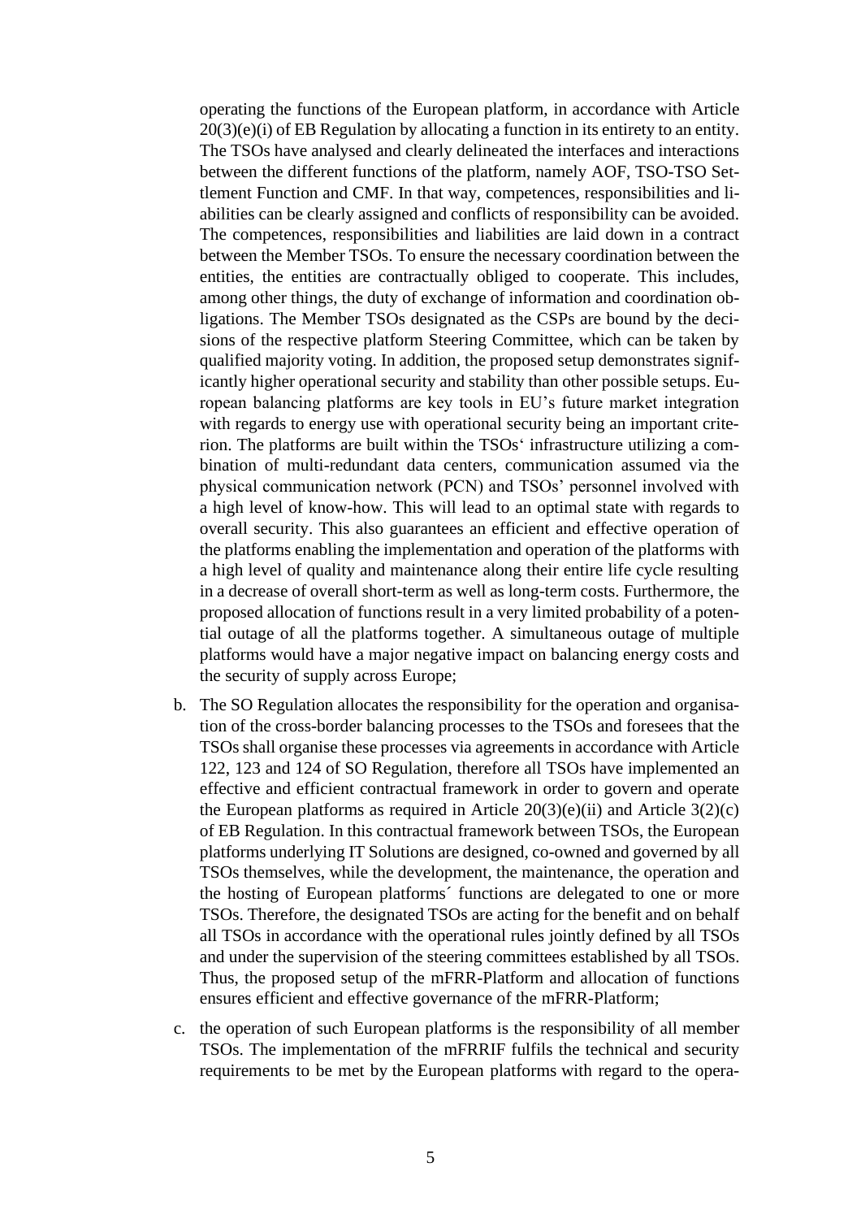operating the functions of the European platform, in accordance with Article 20(3)(e)(i) of EB Regulation by allocating a function in its entirety to an entity. The TSOs have analysed and clearly delineated the interfaces and interactions between the different functions of the platform, namely AOF, TSO-TSO Settlement Function and CMF. In that way, competences, responsibilities and liabilities can be clearly assigned and conflicts of responsibility can be avoided. The competences, responsibilities and liabilities are laid down in a contract between the Member TSOs. To ensure the necessary coordination between the entities, the entities are contractually obliged to cooperate. This includes, among other things, the duty of exchange of information and coordination obligations. The Member TSOs designated as the CSPs are bound by the decisions of the respective platform Steering Committee, which can be taken by qualified majority voting. In addition, the proposed setup demonstrates significantly higher operational security and stability than other possible setups. European balancing platforms are key tools in EU's future market integration with regards to energy use with operational security being an important criterion. The platforms are built within the TSOs' infrastructure utilizing a combination of multi-redundant data centers, communication assumed via the physical communication network (PCN) and TSOs' personnel involved with a high level of know-how. This will lead to an optimal state with regards to overall security. This also guarantees an efficient and effective operation of the platforms enabling the implementation and operation of the platforms with a high level of quality and maintenance along their entire life cycle resulting in a decrease of overall short-term as well as long-term costs. Furthermore, the proposed allocation of functions result in a very limited probability of a potential outage of all the platforms together. A simultaneous outage of multiple platforms would have a major negative impact on balancing energy costs and the security of supply across Europe;

b. The SO Regulation allocates the responsibility for the operation and organisation of the cross-border balancing processes to the TSOs and foresees that the TSOs shall organise these processes via agreements in accordance with Article 122, 123 and 124 of SO Regulation, therefore all TSOs have implemented an effective and efficient contractual framework in order to govern and operate the European platforms as required in Article 20(3)(e)(ii) and Article 3(2)(c) of EB Regulation. In this contractual framework between TSOs, the European platforms underlying IT Solutions are designed, co-owned and governed by all TSOs themselves, while the development, the maintenance, the operation and the hosting of European platforms´ functions are delegated to one or more TSOs. Therefore, the designated TSOs are acting for the benefit and on behalf all TSOs in accordance with the operational rules jointly defined by all TSOs and under the supervision of the steering committees established by all TSOs. Thus, the proposed setup of the mFRR-Platform and allocation of functions ensures efficient and effective governance of the mFRR-Platform;

c. the operation of such European platforms is the responsibility of all member TSOs. The implementation of the mFRRIF fulfils the technical and security requirements to be met by the European platforms with regard to the opera-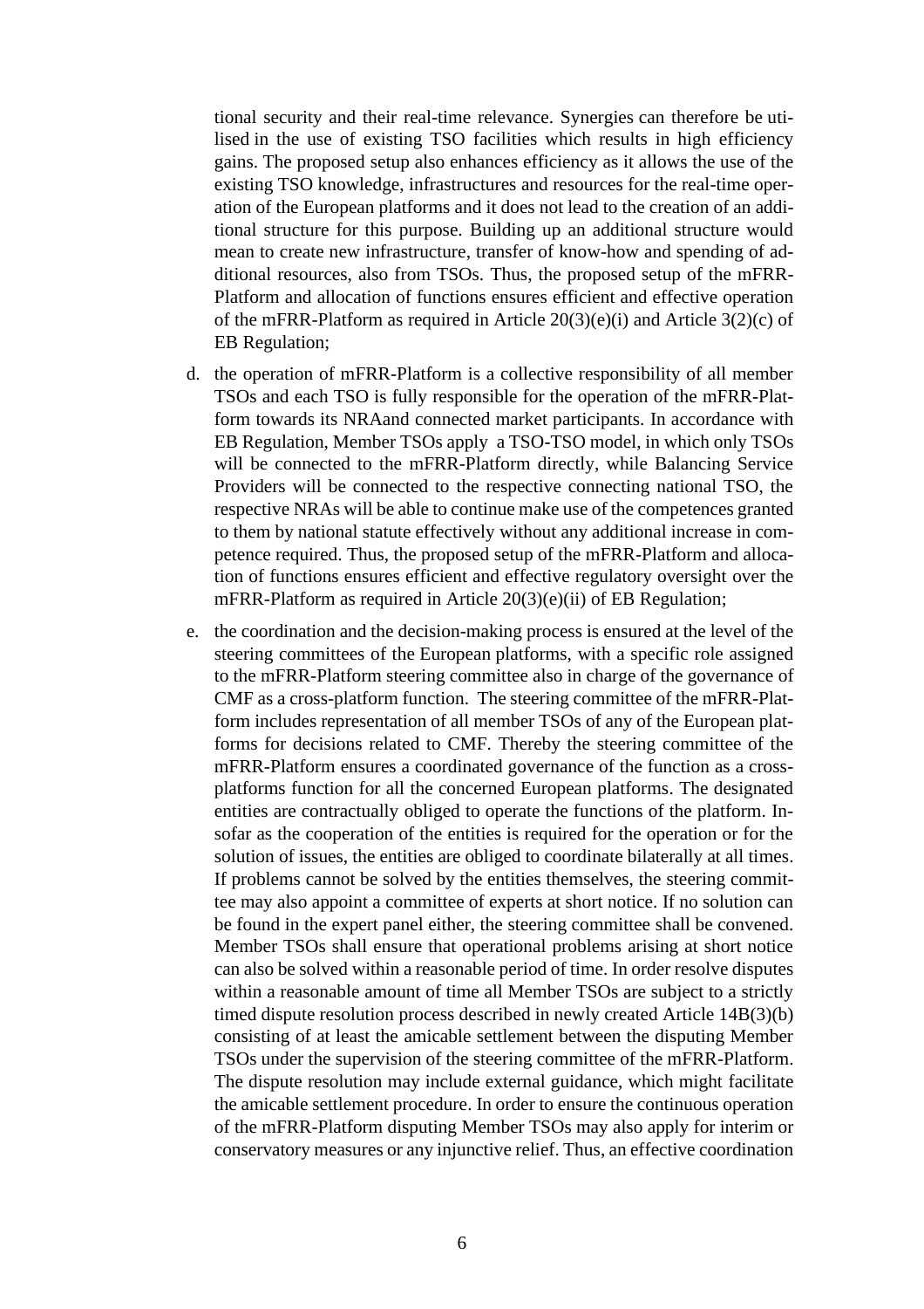tional security and their real-time relevance. Synergies can therefore be utilised in the use of existing TSO facilities which results in high efficiency gains. The proposed setup also enhances efficiency as it allows the use of the existing TSO knowledge, infrastructures and resources for the real-time operation of the European platforms and it does not lead to the creation of an additional structure for this purpose. Building up an additional structure would mean to create new infrastructure, transfer of know-how and spending of additional resources, also from TSOs. Thus, the proposed setup of the mFRR-Platform and allocation of functions ensures efficient and effective operation of the mFRR-Platform as required in Article 20(3)(e)(i) and Article 3(2)(c) of EB Regulation;

d. the operation of mFRR-Platform is a collective responsibility of all member TSOs and each TSO is fully responsible for the operation of the mFRR-Platform towards its NRAand connected market participants. In accordance with EB Regulation, Member TSOs apply a TSO-TSO model, in which only TSOs will be connected to the mFRR-Platform directly, while Balancing Service Providers will be connected to the respective connecting national TSO, the respective NRAs will be able to continue make use of the competences granted to them by national statute effectively without any additional increase in competence required. Thus, the proposed setup of the mFRR-Platform and allocation of functions ensures efficient and effective regulatory oversight over the mFRR-Platform as required in Article 20(3)(e)(ii) of EB Regulation;

e. the coordination and the decision-making process is ensured at the level of the steering committees of the European platforms, with a specific role assigned to the mFRR-Platform steering committee also in charge of the governance of CMF as a cross-platform function. The steering committee of the mFRR-Platform includes representation of all member TSOs of any of the European platforms for decisions related to CMF. Thereby the steering committee of the mFRR-Platform ensures a coordinated governance of the function as a cross-platforms function for all the concerned European platforms. The designated entities are contractually obliged to operate the functions of the platform. Insofar as the cooperation of the entities is required for the operation or for the solution of issues, the entities are obliged to coordinate bilaterally at all times. If problems cannot be solved by the entities themselves, the steering committee may also appoint a committee of experts at short notice. If no solution can be found in the expert panel either, the steering committee shall be convened. Member TSOs shall ensure that operational problems arising at short notice can also be solved within a reasonable period of time. In order resolve disputes within a reasonable amount of time all Member TSOs are subject to a strictly timed dispute resolution process described in newly created Article 14B(3)(b) consisting of at least the amicable settlement between the disputing Member TSOs under the supervision of the steering committee of the mFRR-Platform. The dispute resolution may include external guidance, which might facilitate the amicable settlement procedure. In order to ensure the continuous operation of the mFRR-Platform disputing Member TSOs may also apply for interim or conservatory measures or any injunctive relief. Thus, an effective coordination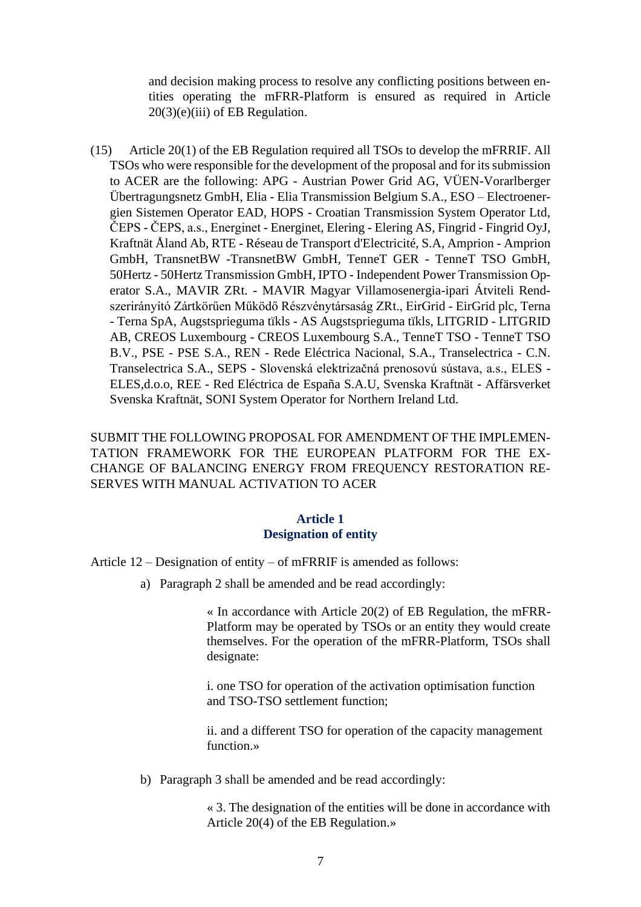and decision making process to resolve any conflicting positions between entities operating the mFRR-Platform is ensured as required in Article 20(3)(e)(iii) of EB Regulation.

(15) Article 20(1) of the EB Regulation required all TSOs to develop the mFRRIF. All TSOs who were responsible for the development of the proposal and for its submission to ACER are the following: APG - Austrian Power Grid AG, VÜEN-Vorarlberger Übertragungsnetz GmbH, Elia - Elia Transmission Belgium S.A., ESO – Electroenergien Sistemen Operator EAD, HOPS - Croatian Transmission System Operator Ltd, ČEPS - ČEPS, a.s., Energinet - Energinet, Elering - Elering AS, Fingrid - Fingrid OyJ, Kraftnät Åland Ab, RTE - Réseau de Transport d'Electricité, S.A, Amprion - Amprion GmbH, TransnetBW -TransnetBW GmbH, TenneT GER - TenneT TSO GmbH, 50Hertz - 50Hertz Transmission GmbH, IPTO - Independent Power Transmission Operator S.A., MAVIR ZRt. - MAVIR Magyar Villamosenergia-ipari Átviteli Rendszerirányító Zártkörűen Működő Részvénytársaság ZRt., EirGrid - EirGrid plc, Terna - Terna SpA, Augstsprieguma tïkls - AS Augstsprieguma tïkls, LITGRID - LITGRID AB, CREOS Luxembourg - CREOS Luxembourg S.A., TenneT TSO - TenneT TSO B.V., PSE - PSE S.A., REN - Rede Eléctrica Nacional, S.A., Transelectrica - C.N. Transelectrica S.A., SEPS - Slovenská elektrizačná prenosovú sústava, a.s., ELES - ELES,d.o.o, REE - Red Eléctrica de España S.A.U, Svenska Kraftnät - Affärsverket Svenska Kraftnät, SONI System Operator for Northern Ireland Ltd.

SUBMIT THE FOLLOWING PROPOSAL FOR AMENDMENT OF THE IMPLEMENTATION FRAMEWORK FOR THE EUROPEAN PLATFORM FOR THE EXCHANGE OF BALANCING ENERGY FROM FREQUENCY RESTORATION RESERVES WITH MANUAL ACTIVATION TO ACER

## Article 1
## Designation of entity

Article 12 – Designation of entity – of mFRRIF is amended as follows:

a) Paragraph 2 shall be amended and be read accordingly:

> « In accordance with Article 20(2) of EB Regulation, the mFRR-Platform may be operated by TSOs or an entity they would create themselves. For the operation of the mFRR-Platform, TSOs shall designate:
>
> i. one TSO for operation of the activation optimisation function and TSO-TSO settlement function;
>
> ii. and a different TSO for operation of the capacity management function.»

b) Paragraph 3 shall be amended and be read accordingly:

> « 3. The designation of the entities will be done in accordance with Article 20(4) of the EB Regulation.»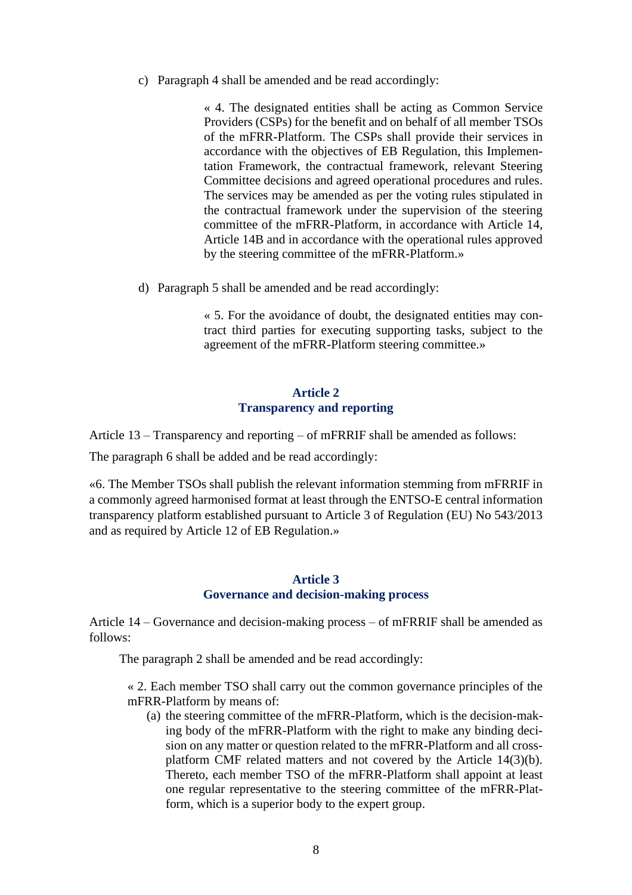c) Paragraph 4 shall be amended and be read accordingly:

> « 4. The designated entities shall be acting as Common Service Providers (CSPs) for the benefit and on behalf of all member TSOs of the mFRR-Platform. The CSPs shall provide their services in accordance with the objectives of EB Regulation, this Implementation Framework, the contractual framework, relevant Steering Committee decisions and agreed operational procedures and rules. The services may be amended as per the voting rules stipulated in the contractual framework under the supervision of the steering committee of the mFRR-Platform, in accordance with Article 14, Article 14B and in accordance with the operational rules approved by the steering committee of the mFRR-Platform.»

d) Paragraph 5 shall be amended and be read accordingly:

> « 5. For the avoidance of doubt, the designated entities may contract third parties for executing supporting tasks, subject to the agreement of the mFRR-Platform steering committee.»

## Article 2
## Transparency and reporting

Article 13 – Transparency and reporting – of mFRRIF shall be amended as follows:

The paragraph 6 shall be added and be read accordingly:

«6. The Member TSOs shall publish the relevant information stemming from mFRRIF in a commonly agreed harmonised format at least through the ENTSO-E central information transparency platform established pursuant to Article 3 of Regulation (EU) No 543/2013 and as required by Article 12 of EB Regulation.»

## Article 3
## Governance and decision-making process

Article 14 – Governance and decision-making process – of mFRRIF shall be amended as follows:

The paragraph 2 shall be amended and be read accordingly:

« 2. Each member TSO shall carry out the common governance principles of the mFRR-Platform by means of:

(a) the steering committee of the mFRR-Platform, which is the decision-making body of the mFRR-Platform with the right to make any binding decision on any matter or question related to the mFRR-Platform and all cross-platform CMF related matters and not covered by the Article 14(3)(b). Thereto, each member TSO of the mFRR-Platform shall appoint at least one regular representative to the steering committee of the mFRR-Platform, which is a superior body to the expert group.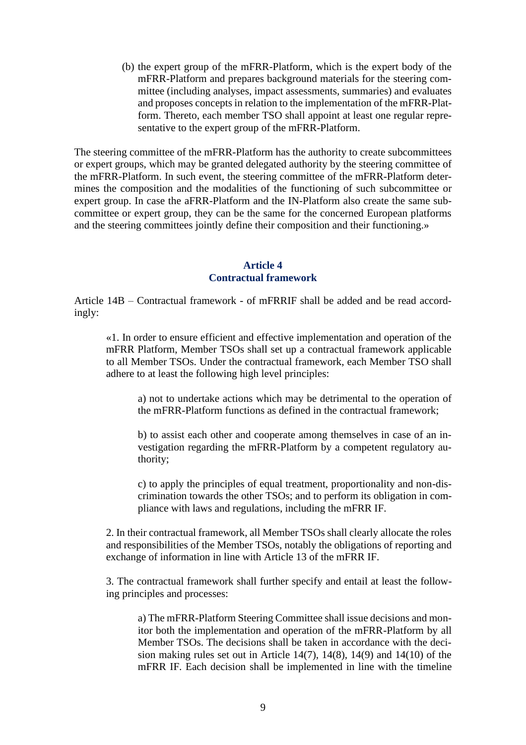(b) the expert group of the mFRR-Platform, which is the expert body of the mFRR-Platform and prepares background materials for the steering committee (including analyses, impact assessments, summaries) and evaluates and proposes concepts in relation to the implementation of the mFRR-Platform. Thereto, each member TSO shall appoint at least one regular representative to the expert group of the mFRR-Platform.

The steering committee of the mFRR-Platform has the authority to create subcommittees or expert groups, which may be granted delegated authority by the steering committee of the mFRR-Platform. In such event, the steering committee of the mFRR-Platform determines the composition and the modalities of the functioning of such subcommittee or expert group. In case the aFRR-Platform and the IN-Platform also create the same subcommittee or expert group, they can be the same for the concerned European platforms and the steering committees jointly define their composition and their functioning.»

## Article 4
## Contractual framework

Article 14B – Contractual framework - of mFRRIF shall be added and be read accordingly:

«1. In order to ensure efficient and effective implementation and operation of the mFRR Platform, Member TSOs shall set up a contractual framework applicable to all Member TSOs. Under the contractual framework, each Member TSO shall adhere to at least the following high level principles:

a) not to undertake actions which may be detrimental to the operation of the mFRR-Platform functions as defined in the contractual framework;

b) to assist each other and cooperate among themselves in case of an investigation regarding the mFRR-Platform by a competent regulatory authority;

c) to apply the principles of equal treatment, proportionality and non-discrimination towards the other TSOs; and to perform its obligation in compliance with laws and regulations, including the mFRR IF.

2. In their contractual framework, all Member TSOs shall clearly allocate the roles and responsibilities of the Member TSOs, notably the obligations of reporting and exchange of information in line with Article 13 of the mFRR IF.

3. The contractual framework shall further specify and entail at least the following principles and processes:

a) The mFRR-Platform Steering Committee shall issue decisions and monitor both the implementation and operation of the mFRR-Platform by all Member TSOs. The decisions shall be taken in accordance with the decision making rules set out in Article 14(7), 14(8), 14(9) and 14(10) of the mFRR IF. Each decision shall be implemented in line with the timeline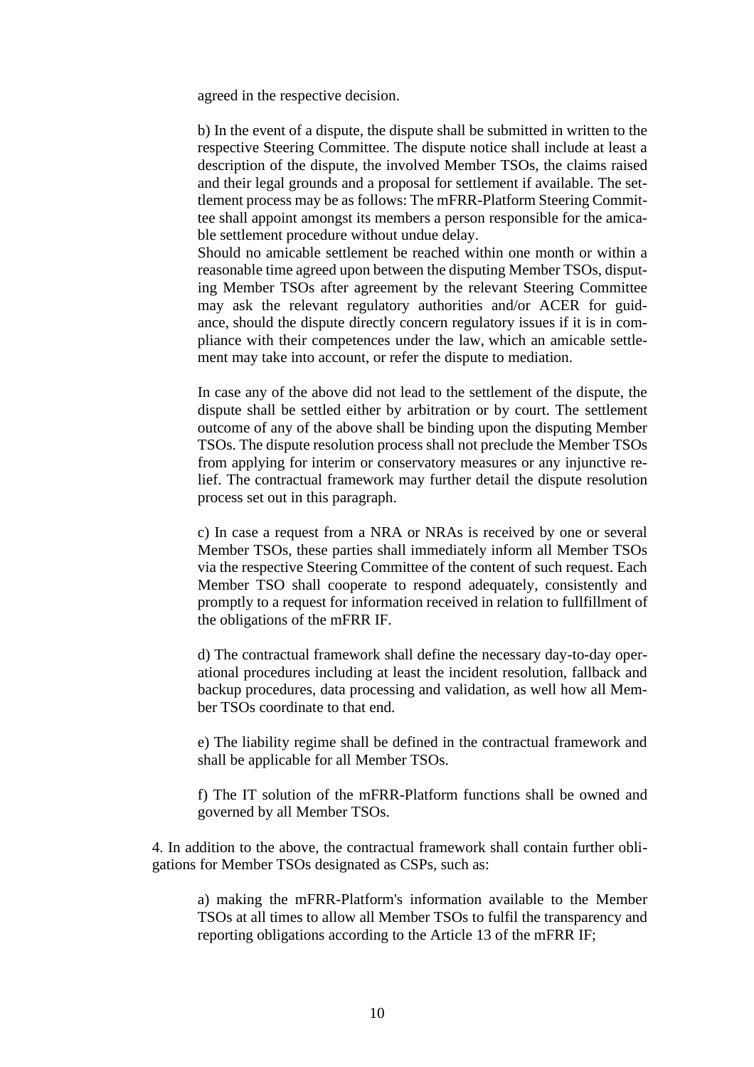agreed in the respective decision.

b) In the event of a dispute, the dispute shall be submitted in written to the respective Steering Committee. The dispute notice shall include at least a description of the dispute, the involved Member TSOs, the claims raised and their legal grounds and a proposal for settlement if available. The settlement process may be as follows: The mFRR-Platform Steering Committee shall appoint amongst its members a person responsible for the amicable settlement procedure without undue delay.
Should no amicable settlement be reached within one month or within a reasonable time agreed upon between the disputing Member TSOs, disputing Member TSOs after agreement by the relevant Steering Committee may ask the relevant regulatory authorities and/or ACER for guidance, should the dispute directly concern regulatory issues if it is in compliance with their competences under the law, which an amicable settlement may take into account, or refer the dispute to mediation.

In case any of the above did not lead to the settlement of the dispute, the dispute shall be settled either by arbitration or by court. The settlement outcome of any of the above shall be binding upon the disputing Member TSOs. The dispute resolution process shall not preclude the Member TSOs from applying for interim or conservatory measures or any injunctive relief. The contractual framework may further detail the dispute resolution process set out in this paragraph.

c) In case a request from a NRA or NRAs is received by one or several Member TSOs, these parties shall immediately inform all Member TSOs via the respective Steering Committee of the content of such request. Each Member TSO shall cooperate to respond adequately, consistently and promptly to a request for information received in relation to fullfillment of the obligations of the mFRR IF.

d) The contractual framework shall define the necessary day-to-day operational procedures including at least the incident resolution, fallback and backup procedures, data processing and validation, as well how all Member TSOs coordinate to that end.

e) The liability regime shall be defined in the contractual framework and shall be applicable for all Member TSOs.

f) The IT solution of the mFRR-Platform functions shall be owned and governed by all Member TSOs.

4. In addition to the above, the contractual framework shall contain further obligations for Member TSOs designated as CSPs, such as:

a) making the mFRR-Platform's information available to the Member TSOs at all times to allow all Member TSOs to fulfil the transparency and reporting obligations according to the Article 13 of the mFRR IF;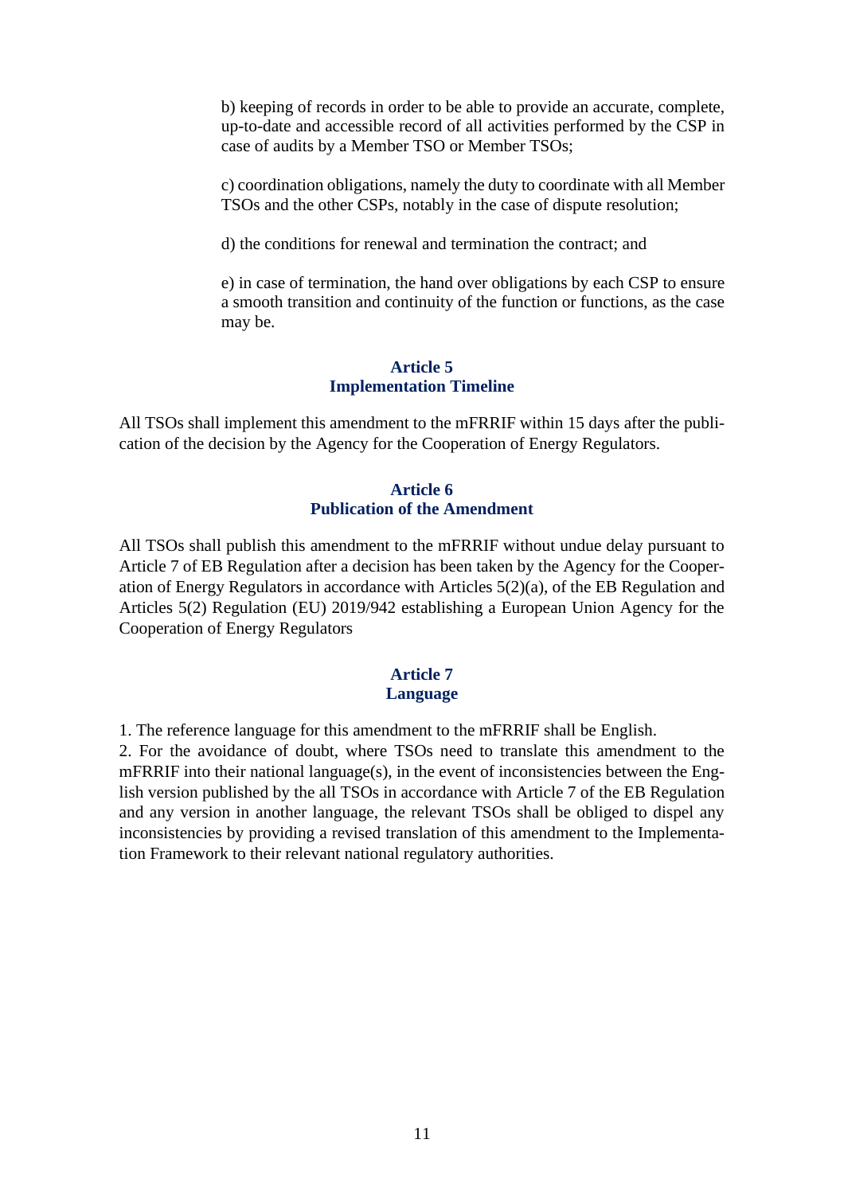b) keeping of records in order to be able to provide an accurate, complete, up-to-date and accessible record of all activities performed by the CSP in case of audits by a Member TSO or Member TSOs;

c) coordination obligations, namely the duty to coordinate with all Member TSOs and the other CSPs, notably in the case of dispute resolution;

d) the conditions for renewal and termination the contract; and

e) in case of termination, the hand over obligations by each CSP to ensure a smooth transition and continuity of the function or functions, as the case may be.

### Article 5
### Implementation Timeline

All TSOs shall implement this amendment to the mFRRIF within 15 days after the publication of the decision by the Agency for the Cooperation of Energy Regulators.

### Article 6
### Publication of the Amendment

All TSOs shall publish this amendment to the mFRRIF without undue delay pursuant to Article 7 of EB Regulation after a decision has been taken by the Agency for the Cooperation of Energy Regulators in accordance with Articles 5(2)(a), of the EB Regulation and Articles 5(2) Regulation (EU) 2019/942 establishing a European Union Agency for the Cooperation of Energy Regulators

### Article 7
### Language

1. The reference language for this amendment to the mFRRIF shall be English.
2. For the avoidance of doubt, where TSOs need to translate this amendment to the mFRRIF into their national language(s), in the event of inconsistencies between the English version published by the all TSOs in accordance with Article 7 of the EB Regulation and any version in another language, the relevant TSOs shall be obliged to dispel any inconsistencies by providing a revised translation of this amendment to the Implementation Framework to their relevant national regulatory authorities.